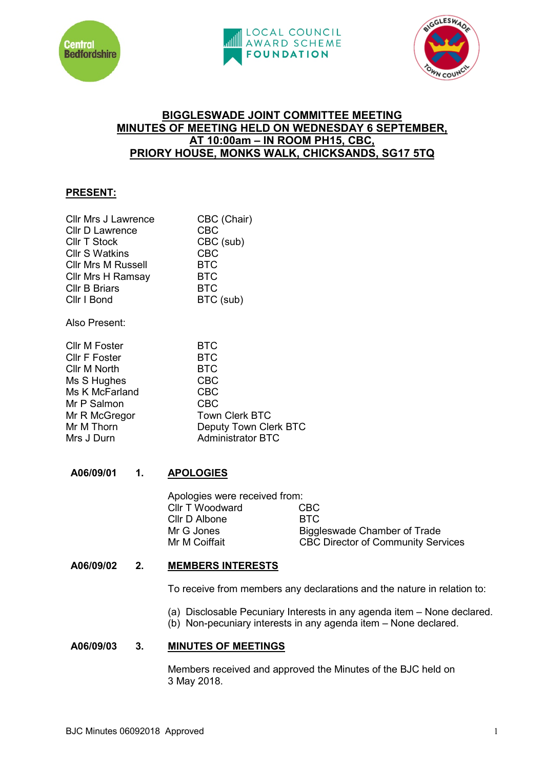# BIGGLESWADE JOINT COMMITTEE MEETING
## MINUTES OF MEETING HELD ON WEDNESDAY 6 SEPTEMBER, AT 10:00am – IN ROOM PH15, CBC, PRIORY HOUSE, MONKS WALK, CHICKSANDS, SG17 5TQ

**PRESENT:**

| | |
|---|---|
| Cllr Mrs J Lawrence | CBC (Chair) |
| Cllr D Lawrence | CBC |
| Cllr T Stock | CBC (sub) |
| Cllr S Watkins | CBC |
| Cllr Mrs M Russell | BTC |
| Cllr Mrs H Ramsay | BTC |
| Cllr B Briars | BTC |
| Cllr I Bond | BTC (sub) |

Also Present:

| | |
|---|---|
| Cllr M Foster | BTC |
| Cllr F Foster | BTC |
| Cllr M North | BTC |
| Ms S Hughes | CBC |
| Ms K McFarland | CBC |
| Mr P Salmon | CBC |
| Mr R McGregor | Town Clerk BTC |
| Mr M Thorn | Deputy Town Clerk BTC |
| Mrs J Durn | Administrator BTC |

**A06/09/01 1. APOLOGIES**

Apologies were received from:

| | |
|---|---|
| Cllr T Woodward | CBC |
| Cllr D Albone | BTC |
| Mr G Jones | Biggleswade Chamber of Trade |
| Mr M Coiffait | CBC Director of Community Services |

**A06/09/02 2. MEMBERS INTERESTS**

To receive from members any declarations and the nature in relation to:

(a) Disclosable Pecuniary Interests in any agenda item – None declared.
(b) Non-pecuniary interests in any agenda item – None declared.

**A06/09/03 3. MINUTES OF MEETINGS**

Members received and approved the Minutes of the BJC held on 3 May 2018.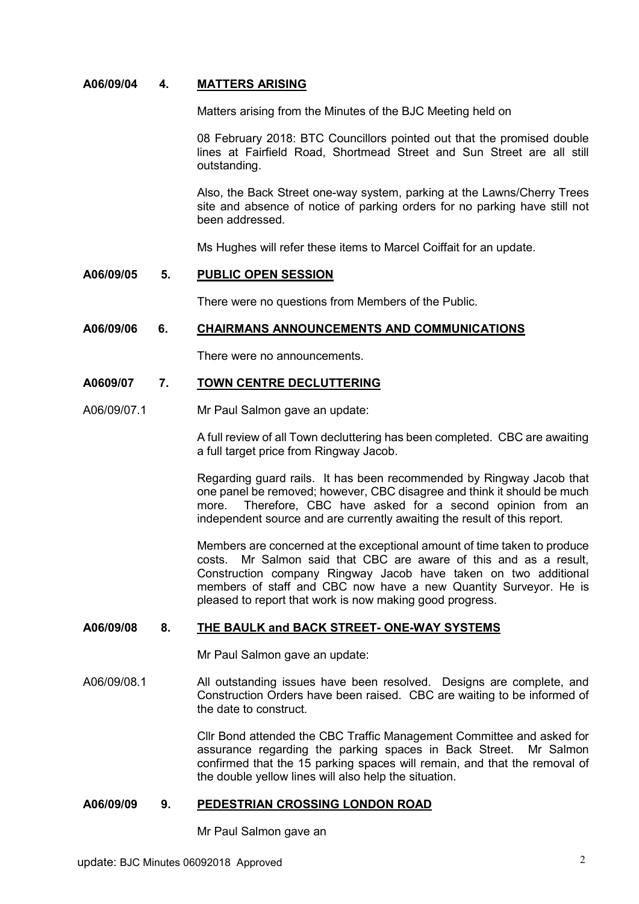**A06/09/04 4. MATTERS ARISING**

Matters arising from the Minutes of the BJC Meeting held on

08 February 2018: BTC Councillors pointed out that the promised double lines at Fairfield Road, Shortmead Street and Sun Street are all still outstanding.

Also, the Back Street one-way system, parking at the Lawns/Cherry Trees site and absence of notice of parking orders for no parking have still not been addressed.

Ms Hughes will refer these items to Marcel Coiffait for an update.

**A06/09/05 5. PUBLIC OPEN SESSION**

There were no questions from Members of the Public.

**A06/09/06 6. CHAIRMANS ANNOUNCEMENTS AND COMMUNICATIONS**

There were no announcements.

**A0609/07 7. TOWN CENTRE DECLUTTERING**

A06/09/07.1 Mr Paul Salmon gave an update:

A full review of all Town decluttering has been completed. CBC are awaiting a full target price from Ringway Jacob.

Regarding guard rails. It has been recommended by Ringway Jacob that one panel be removed; however, CBC disagree and think it should be much more. Therefore, CBC have asked for a second opinion from an independent source and are currently awaiting the result of this report.

Members are concerned at the exceptional amount of time taken to produce costs. Mr Salmon said that CBC are aware of this and as a result, Construction company Ringway Jacob have taken on two additional members of staff and CBC now have a new Quantity Surveyor. He is pleased to report that work is now making good progress.

**A06/09/08 8. THE BAULK and BACK STREET- ONE-WAY SYSTEMS**

Mr Paul Salmon gave an update:

A06/09/08.1 All outstanding issues have been resolved. Designs are complete, and Construction Orders have been raised. CBC are waiting to be informed of the date to construct.

Cllr Bond attended the CBC Traffic Management Committee and asked for assurance regarding the parking spaces in Back Street. Mr Salmon confirmed that the 15 parking spaces will remain, and that the removal of the double yellow lines will also help the situation.

**A06/09/09 9. PEDESTRIAN CROSSING LONDON ROAD**

Mr Paul Salmon gave an update: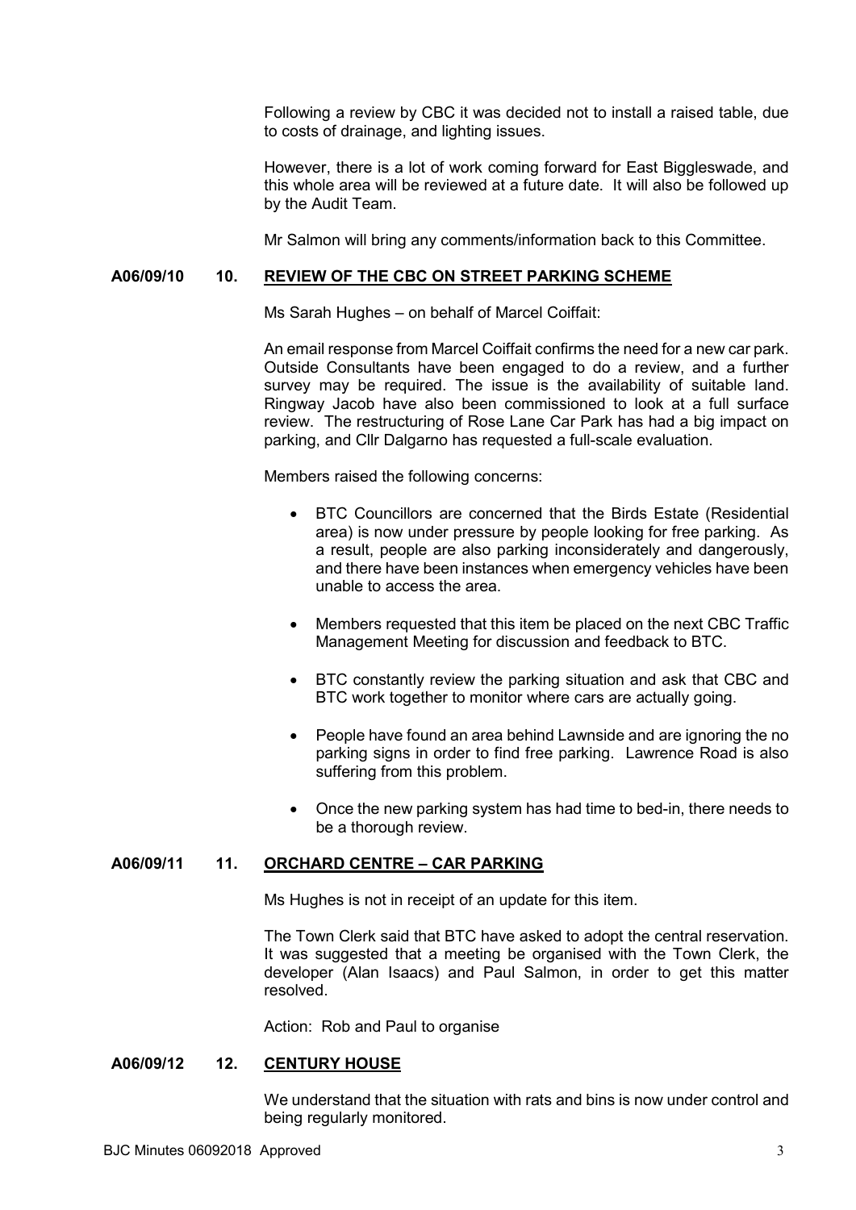Following a review by CBC it was decided not to install a raised table, due to costs of drainage, and lighting issues.

However, there is a lot of work coming forward for East Biggleswade, and this whole area will be reviewed at a future date. It will also be followed up by the Audit Team.

Mr Salmon will bring any comments/information back to this Committee.

## A06/09/10 10. REVIEW OF THE CBC ON STREET PARKING SCHEME

Ms Sarah Hughes – on behalf of Marcel Coiffait:

An email response from Marcel Coiffait confirms the need for a new car park. Outside Consultants have been engaged to do a review, and a further survey may be required. The issue is the availability of suitable land. Ringway Jacob have also been commissioned to look at a full surface review. The restructuring of Rose Lane Car Park has had a big impact on parking, and Cllr Dalgarno has requested a full-scale evaluation.

Members raised the following concerns:

- BTC Councillors are concerned that the Birds Estate (Residential area) is now under pressure by people looking for free parking. As a result, people are also parking inconsiderately and dangerously, and there have been instances when emergency vehicles have been unable to access the area.
- Members requested that this item be placed on the next CBC Traffic Management Meeting for discussion and feedback to BTC.
- BTC constantly review the parking situation and ask that CBC and BTC work together to monitor where cars are actually going.
- People have found an area behind Lawnside and are ignoring the no parking signs in order to find free parking. Lawrence Road is also suffering from this problem.
- Once the new parking system has had time to bed-in, there needs to be a thorough review.

## A06/09/11 11. ORCHARD CENTRE – CAR PARKING

Ms Hughes is not in receipt of an update for this item.

The Town Clerk said that BTC have asked to adopt the central reservation. It was suggested that a meeting be organised with the Town Clerk, the developer (Alan Isaacs) and Paul Salmon, in order to get this matter resolved.

Action: Rob and Paul to organise

## A06/09/12 12. CENTURY HOUSE

We understand that the situation with rats and bins is now under control and being regularly monitored.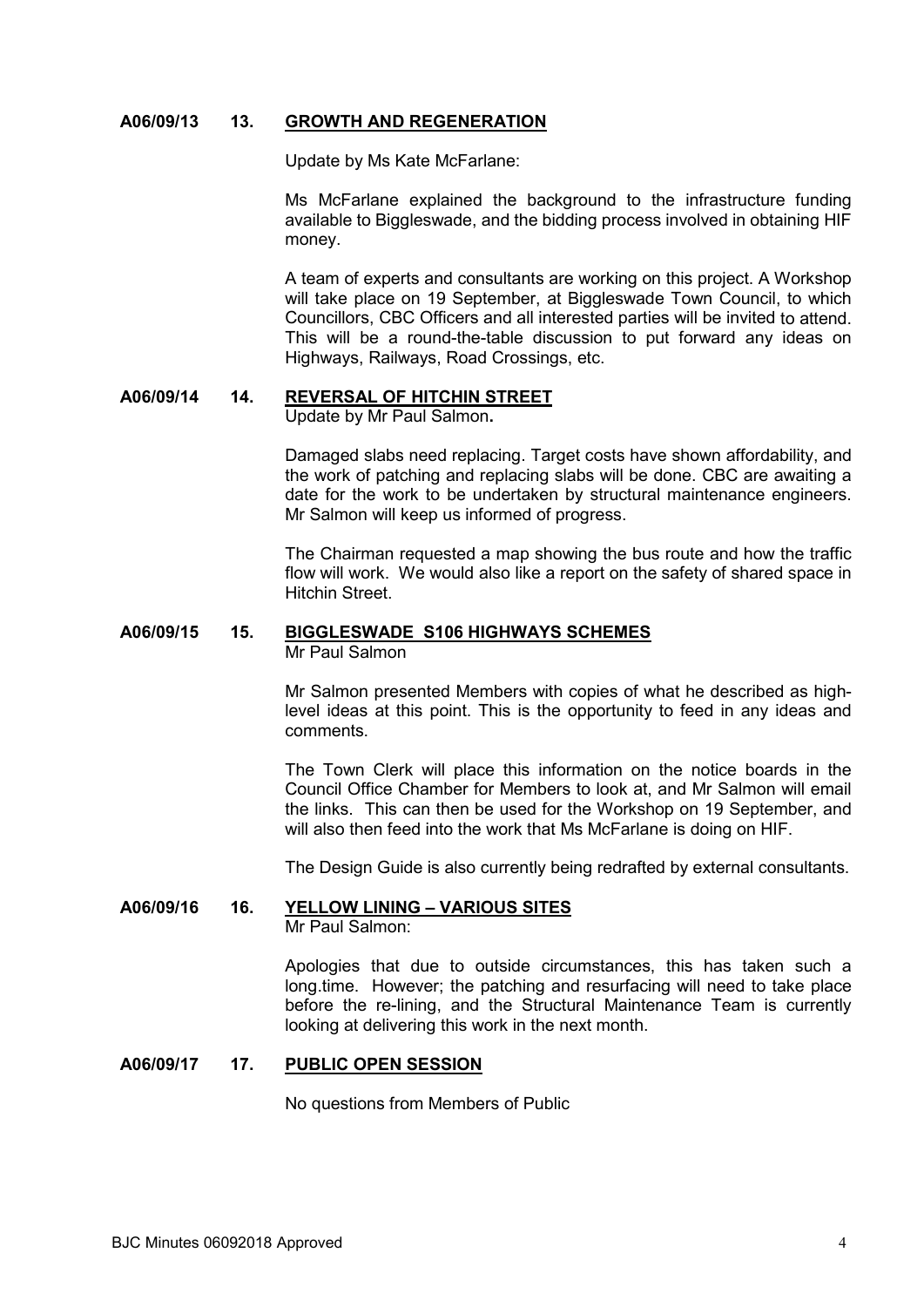**A06/09/13 13. GROWTH AND REGENERATION**

Update by Ms Kate McFarlane:

Ms McFarlane explained the background to the infrastructure funding available to Biggleswade, and the bidding process involved in obtaining HIF money.

A team of experts and consultants are working on this project. A Workshop will take place on 19 September, at Biggleswade Town Council, to which Councillors, CBC Officers and all interested parties will be invited to attend. This will be a round-the-table discussion to put forward any ideas on Highways, Railways, Road Crossings, etc.

**A06/09/14 14. REVERSAL OF HITCHIN STREET**

Update by Mr Paul Salmon**.**

Damaged slabs need replacing. Target costs have shown affordability, and the work of patching and replacing slabs will be done. CBC are awaiting a date for the work to be undertaken by structural maintenance engineers. Mr Salmon will keep us informed of progress.

The Chairman requested a map showing the bus route and how the traffic flow will work. We would also like a report on the safety of shared space in Hitchin Street.

**A06/09/15 15. BIGGLESWADE S106 HIGHWAYS SCHEMES**

Mr Paul Salmon

Mr Salmon presented Members with copies of what he described as high-level ideas at this point. This is the opportunity to feed in any ideas and comments.

The Town Clerk will place this information on the notice boards in the Council Office Chamber for Members to look at, and Mr Salmon will email the links. This can then be used for the Workshop on 19 September, and will also then feed into the work that Ms McFarlane is doing on HIF.

The Design Guide is also currently being redrafted by external consultants.

**A06/09/16 16. YELLOW LINING – VARIOUS SITES**

Mr Paul Salmon:

Apologies that due to outside circumstances, this has taken such a long.time. However; the patching and resurfacing will need to take place before the re-lining, and the Structural Maintenance Team is currently looking at delivering this work in the next month.

**A06/09/17 17. PUBLIC OPEN SESSION**

No questions from Members of Public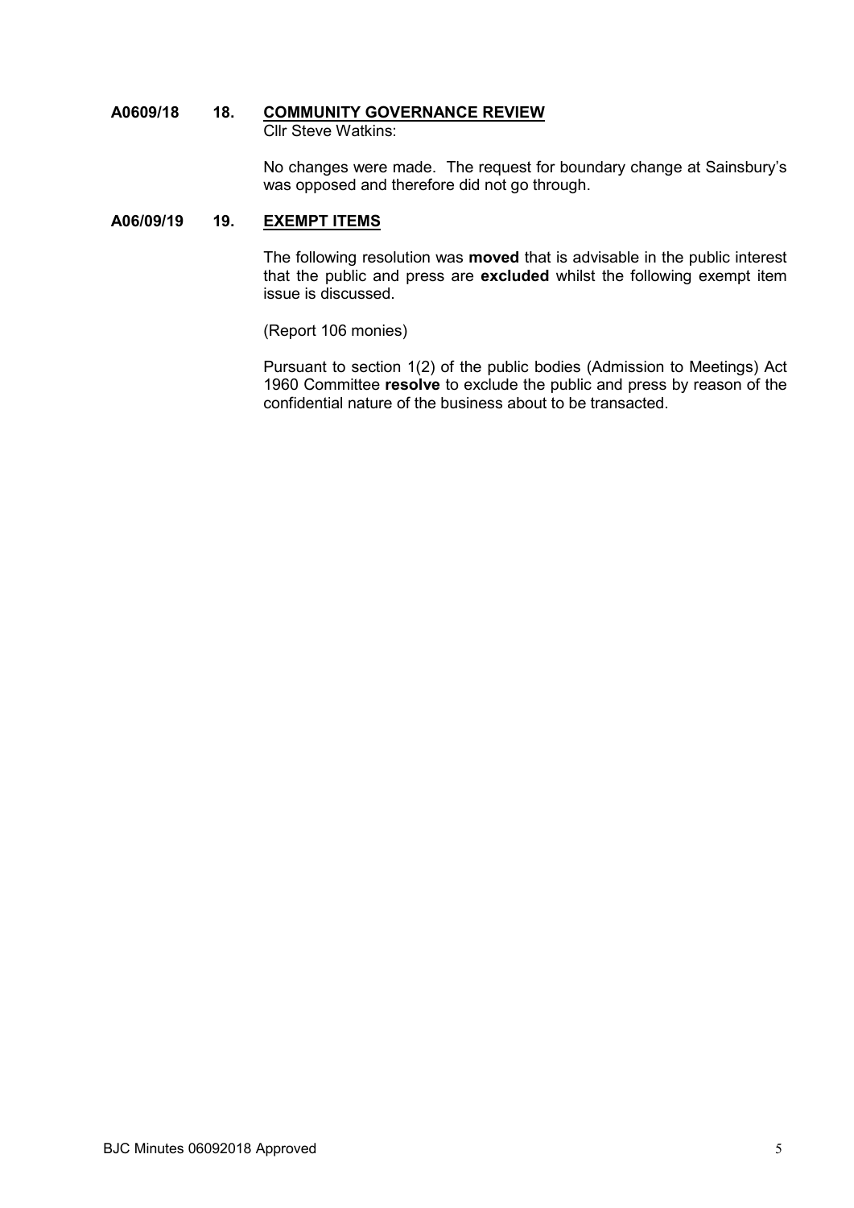**A0609/18** **18.** **COMMUNITY GOVERNANCE REVIEW**

Cllr Steve Watkins:

No changes were made. The request for boundary change at Sainsbury's was opposed and therefore did not go through.

**A06/09/19** **19.** **EXEMPT ITEMS**

The following resolution was **moved** that is advisable in the public interest that the public and press are **excluded** whilst the following exempt item issue is discussed.

(Report 106 monies)

Pursuant to section 1(2) of the public bodies (Admission to Meetings) Act 1960 Committee **resolve** to exclude the public and press by reason of the confidential nature of the business about to be transacted.